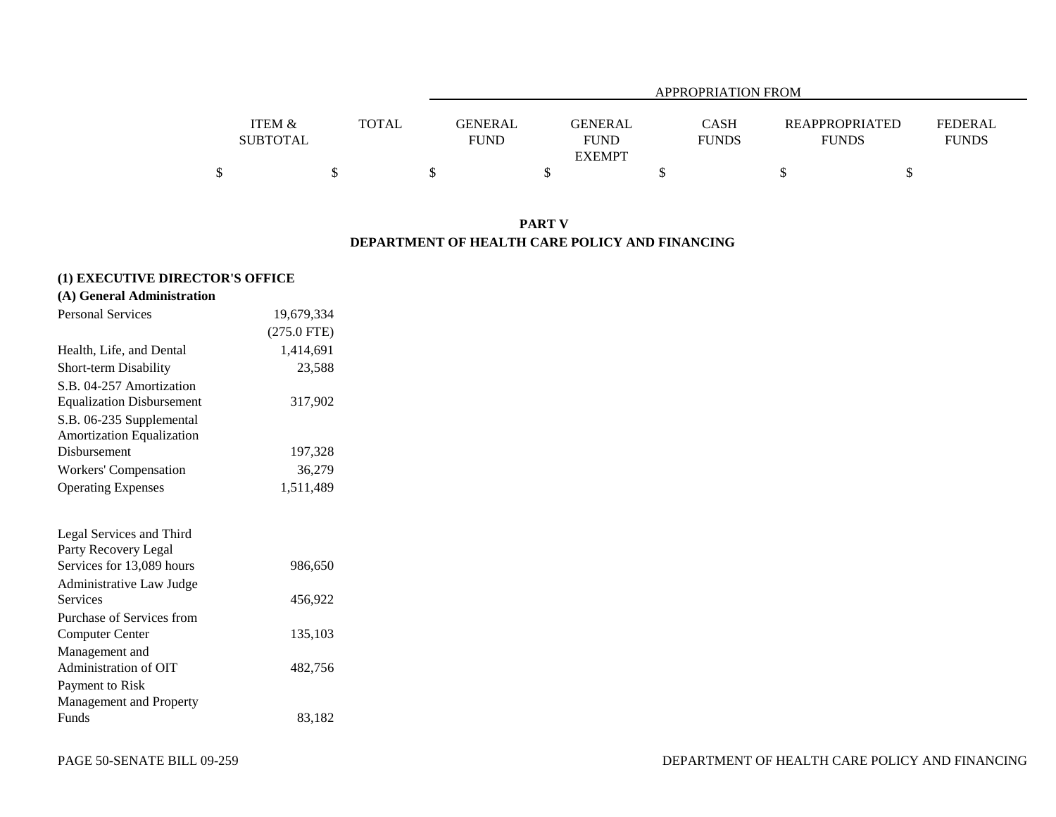| | ITEM & SUBTOTAL | TOTAL | APPROPRIATION FROM GENERAL FUND | GENERAL FUND EXEMPT | CASH FUNDS | REAPPROPRIATED FUNDS | FEDERAL FUNDS |
|---|---|---|---|---|---|---|---|
| | $ | $ | $ | $ | $ | $ | $ |

## PART V
## DEPARTMENT OF HEALTH CARE POLICY AND FINANCING

**(1) EXECUTIVE DIRECTOR'S OFFICE**

**(A) General Administration**

| | ITEM & SUBTOTAL | TOTAL | GENERAL FUND | GENERAL FUND EXEMPT | CASH FUNDS | REAPPROPRIATED FUNDS | FEDERAL FUNDS |
|---|---|---|---|---|---|---|---|
| Personal Services | 19,679,334 (275.0 FTE) | | | | | | |
| Health, Life, and Dental | 1,414,691 | | | | | | |
| Short-term Disability | 23,588 | | | | | | |
| S.B. 04-257 Amortization Equalization Disbursement | 317,902 | | | | | | |
| S.B. 06-235 Supplemental Amortization Equalization Disbursement | 197,328 | | | | | | |
| Workers' Compensation | 36,279 | | | | | | |
| Operating Expenses | 1,511,489 | | | | | | |
| Legal Services and Third Party Recovery Legal Services for 13,089 hours | 986,650 | | | | | | |
| Administrative Law Judge Services | 456,922 | | | | | | |
| Purchase of Services from Computer Center | 135,103 | | | | | | |
| Management and Administration of OIT | 482,756 | | | | | | |
| Payment to Risk Management and Property Funds | 83,182 | | | | | | |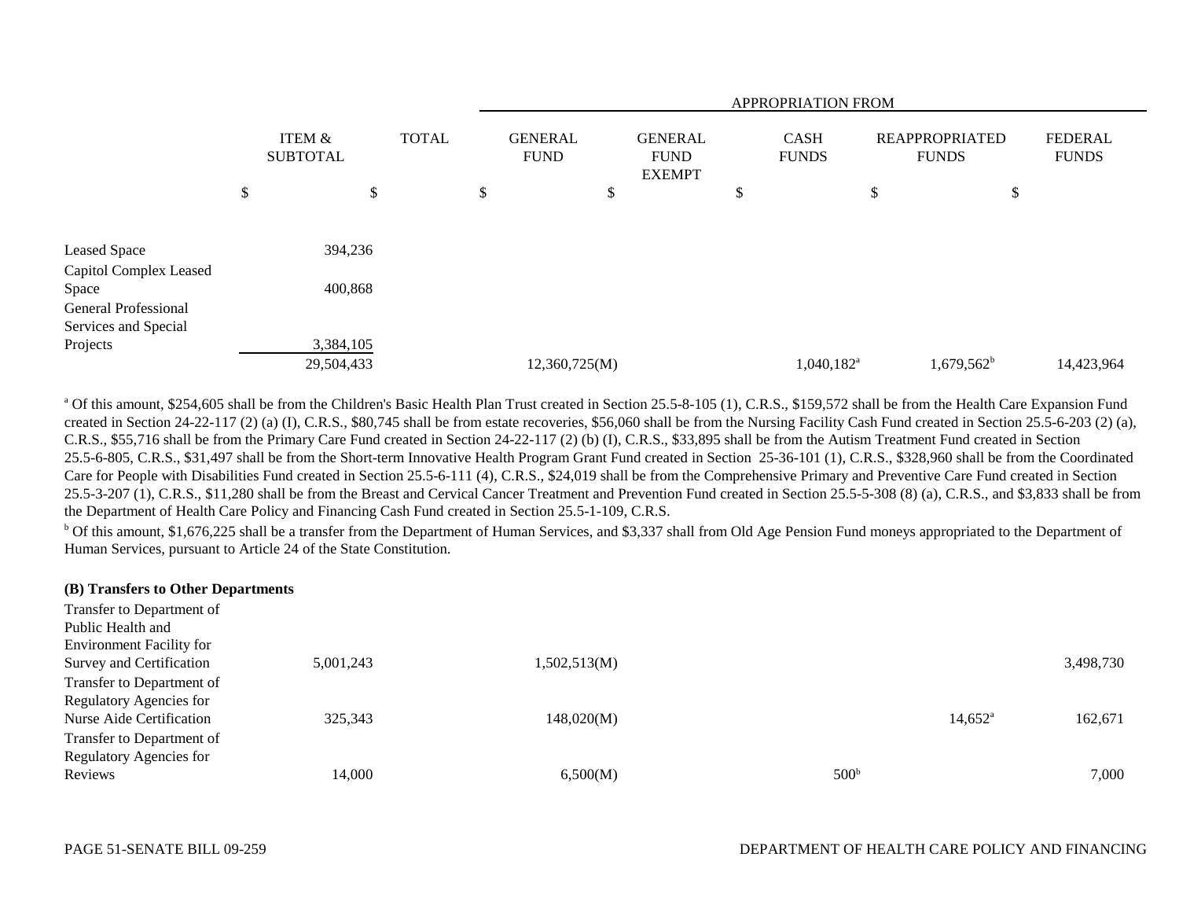| | ITEM & SUBTOTAL | TOTAL | APPROPRIATION FROM GENERAL FUND | GENERAL FUND EXEMPT | CASH FUNDS | REAPPROPRIATED FUNDS | FEDERAL FUNDS |
|---|---|---|---|---|---|---|---|
| | $ | $ | $ | $ | $ | $ | $ |
| Leased Space | 394,236 | | | | | | |
| Capitol Complex Leased Space | 400,868 | | | | | | |
| General Professional Services and Special Projects | 3,384,105 | | | | | | |
| | 29,504,433 | | 12,360,725(M) | | 1,040,182[a] | 1,679,562[b] | 14,423,964 |

[a] Of this amount, $254,605 shall be from the Children's Basic Health Plan Trust created in Section 25.5-8-105 (1), C.R.S., $159,572 shall be from the Health Care Expansion Fund created in Section 24-22-117 (2) (a) (I), C.R.S., $80,745 shall be from estate recoveries, $56,060 shall be from the Nursing Facility Cash Fund created in Section 25.5-6-203 (2) (a), C.R.S., $55,716 shall be from the Primary Care Fund created in Section 24-22-117 (2) (b) (I), C.R.S., $33,895 shall be from the Autism Treatment Fund created in Section 25.5-6-805, C.R.S., $31,497 shall be from the Short-term Innovative Health Program Grant Fund created in Section 25-36-101 (1), C.R.S., $328,960 shall be from the Coordinated Care for People with Disabilities Fund created in Section 25.5-6-111 (4), C.R.S., $24,019 shall be from the Comprehensive Primary and Preventive Care Fund created in Section 25.5-3-207 (1), C.R.S., $11,280 shall be from the Breast and Cervical Cancer Treatment and Prevention Fund created in Section 25.5-5-308 (8) (a), C.R.S., and $3,833 shall be from the Department of Health Care Policy and Financing Cash Fund created in Section 25.5-1-109, C.R.S.

[b] Of this amount, $1,676,225 shall be a transfer from the Department of Human Services, and $3,337 shall from Old Age Pension Fund moneys appropriated to the Department of Human Services, pursuant to Article 24 of the State Constitution.

**(B) Transfers to Other Departments**

| | ITEM & SUBTOTAL | TOTAL | GENERAL FUND | GENERAL FUND EXEMPT | CASH FUNDS | REAPPROPRIATED FUNDS | FEDERAL FUNDS |
|---|---|---|---|---|---|---|---|
| Transfer to Department of Public Health and Environment Facility for Survey and Certification | 5,001,243 | | 1,502,513(M) | | | | 3,498,730 |
| Transfer to Department of Regulatory Agencies for Nurse Aide Certification | 325,343 | | 148,020(M) | | | 14,652[a] | 162,671 |
| Transfer to Department of Regulatory Agencies for Reviews | 14,000 | | 6,500(M) | | 500[b] | | 7,000 |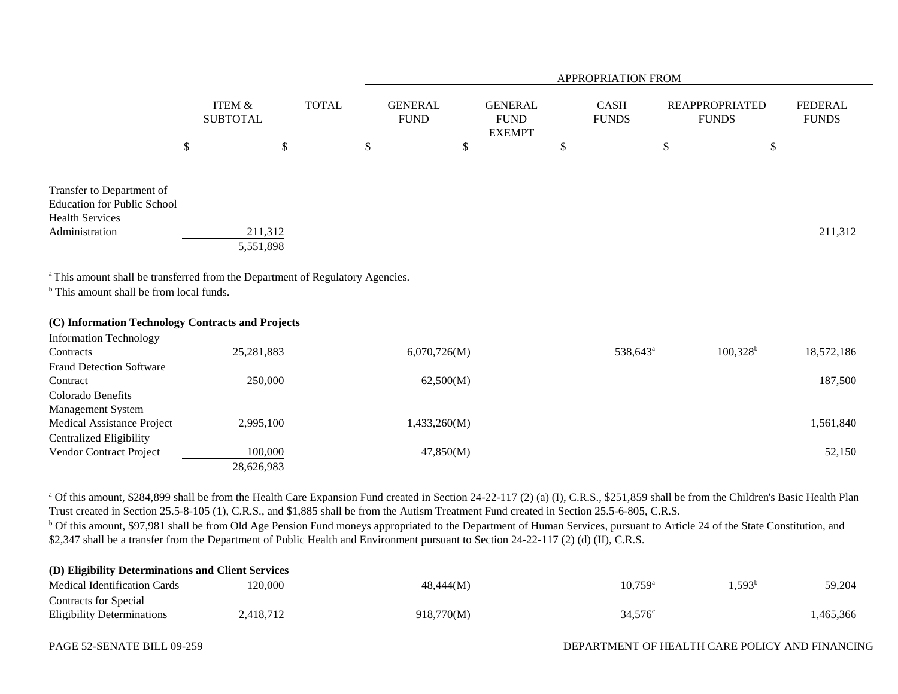| | ITEM & SUBTOTAL | TOTAL | APPROPRIATION FROM GENERAL FUND | GENERAL FUND EXEMPT | CASH FUNDS | REAPPROPRIATED FUNDS | FEDERAL FUNDS |
|---|---|---|---|---|---|---|---|
| | $ | $ | $ | $ | $ | $ | $ |
| Transfer to Department of Education for Public School Health Services Administration | 211,312 | | | | | | 211,312 |
| | 5,551,898 | | | | | | |

[a] This amount shall be transferred from the Department of Regulatory Agencies.
[b] This amount shall be from local funds.

**(C) Information Technology Contracts and Projects**

| | ITEM & SUBTOTAL | TOTAL | GENERAL FUND | GENERAL FUND EXEMPT | CASH FUNDS | REAPPROPRIATED FUNDS | FEDERAL FUNDS |
|---|---|---|---|---|---|---|---|
| Information Technology Contracts | 25,281,883 | | 6,070,726(M) | | 538,643[a] | 100,328[b] | 18,572,186 |
| Fraud Detection Software Contract | 250,000 | | 62,500(M) | | | | 187,500 |
| Colorado Benefits Management System Medical Assistance Project | 2,995,100 | | 1,433,260(M) | | | | 1,561,840 |
| Centralized Eligibility Vendor Contract Project | 100,000 | | 47,850(M) | | | | 52,150 |
| | 28,626,983 | | | | | | |

[a] Of this amount, $284,899 shall be from the Health Care Expansion Fund created in Section 24-22-117 (2) (a) (I), C.R.S., $251,859 shall be from the Children's Basic Health Plan Trust created in Section 25.5-8-105 (1), C.R.S., and $1,885 shall be from the Autism Treatment Fund created in Section 25.5-6-805, C.R.S.
[b] Of this amount, $97,981 shall be from Old Age Pension Fund moneys appropriated to the Department of Human Services, pursuant to Article 24 of the State Constitution, and $2,347 shall be a transfer from the Department of Public Health and Environment pursuant to Section 24-22-117 (2) (d) (II), C.R.S.

**(D) Eligibility Determinations and Client Services**

| | ITEM & SUBTOTAL | TOTAL | GENERAL FUND | GENERAL FUND EXEMPT | CASH FUNDS | REAPPROPRIATED FUNDS | FEDERAL FUNDS |
|---|---|---|---|---|---|---|---|
| Medical Identification Cards | 120,000 | | 48,444(M) | | 10,759[a] | 1,593[b] | 59,204 |
| Contracts for Special Eligibility Determinations | 2,418,712 | | 918,770(M) | | 34,576[c] | | 1,465,366 |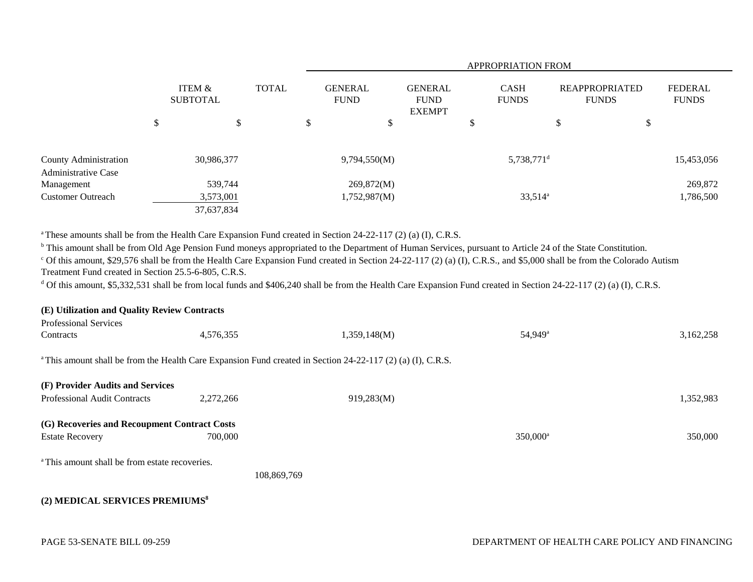| | ITEM & SUBTOTAL | TOTAL | GENERAL FUND | GENERAL FUND EXEMPT | CASH FUNDS | REAPPROPRIATED FUNDS | FEDERAL FUNDS |
|---|---|---|---|---|---|---|---|
| | | | APPROPRIATION FROM | | | | |
| | $ | $ | $ | $ | $ | $ | $ |
| County Administration | 30,986,377 | | 9,794,550(M) | | 5,738,771[d] | | 15,453,056 |
| Administrative Case Management | 539,744 | | 269,872(M) | | | | 269,872 |
| Customer Outreach | 3,573,001 | | 1,752,987(M) | | 33,514[a] | | 1,786,500 |
| | 37,637,834 | | | | | | |

[a] These amounts shall be from the Health Care Expansion Fund created in Section 24-22-117 (2) (a) (I), C.R.S.

[b] This amount shall be from Old Age Pension Fund moneys appropriated to the Department of Human Services, pursuant to Article 24 of the State Constitution.

[c] Of this amount, $29,576 shall be from the Health Care Expansion Fund created in Section 24-22-117 (2) (a) (I), C.R.S., and $5,000 shall be from the Colorado Autism Treatment Fund created in Section 25.5-6-805, C.R.S.

[d] Of this amount, $5,332,531 shall be from local funds and $406,240 shall be from the Health Care Expansion Fund created in Section 24-22-117 (2) (a) (I), C.R.S.

**(E) Utilization and Quality Review Contracts**

| | ITEM & SUBTOTAL | TOTAL | GENERAL FUND | GENERAL FUND EXEMPT | CASH FUNDS | REAPPROPRIATED FUNDS | FEDERAL FUNDS |
|---|---|---|---|---|---|---|---|
| Professional Services Contracts | 4,576,355 | | 1,359,148(M) | | 54,949[a] | | 3,162,258 |

[a] This amount shall be from the Health Care Expansion Fund created in Section 24-22-117 (2) (a) (I), C.R.S.

**(F) Provider Audits and Services**

| | ITEM & SUBTOTAL | TOTAL | GENERAL FUND | GENERAL FUND EXEMPT | CASH FUNDS | REAPPROPRIATED FUNDS | FEDERAL FUNDS |
|---|---|---|---|---|---|---|---|
| Professional Audit Contracts | 2,272,266 | | 919,283(M) | | | | 1,352,983 |

**(G) Recoveries and Recoupment Contract Costs**

| | ITEM & SUBTOTAL | TOTAL | GENERAL FUND | GENERAL FUND EXEMPT | CASH FUNDS | REAPPROPRIATED FUNDS | FEDERAL FUNDS |
|---|---|---|---|---|---|---|---|
| Estate Recovery | 700,000 | | | | 350,000[a] | | 350,000 |

[a] This amount shall be from estate recoveries.

| | ITEM & SUBTOTAL | TOTAL | GENERAL FUND | GENERAL FUND EXEMPT | CASH FUNDS | REAPPROPRIATED FUNDS | FEDERAL FUNDS |
|---|---|---|---|---|---|---|---|
| | | 108,869,769 | | | | | |

**(2) MEDICAL SERVICES PREMIUMS[8]**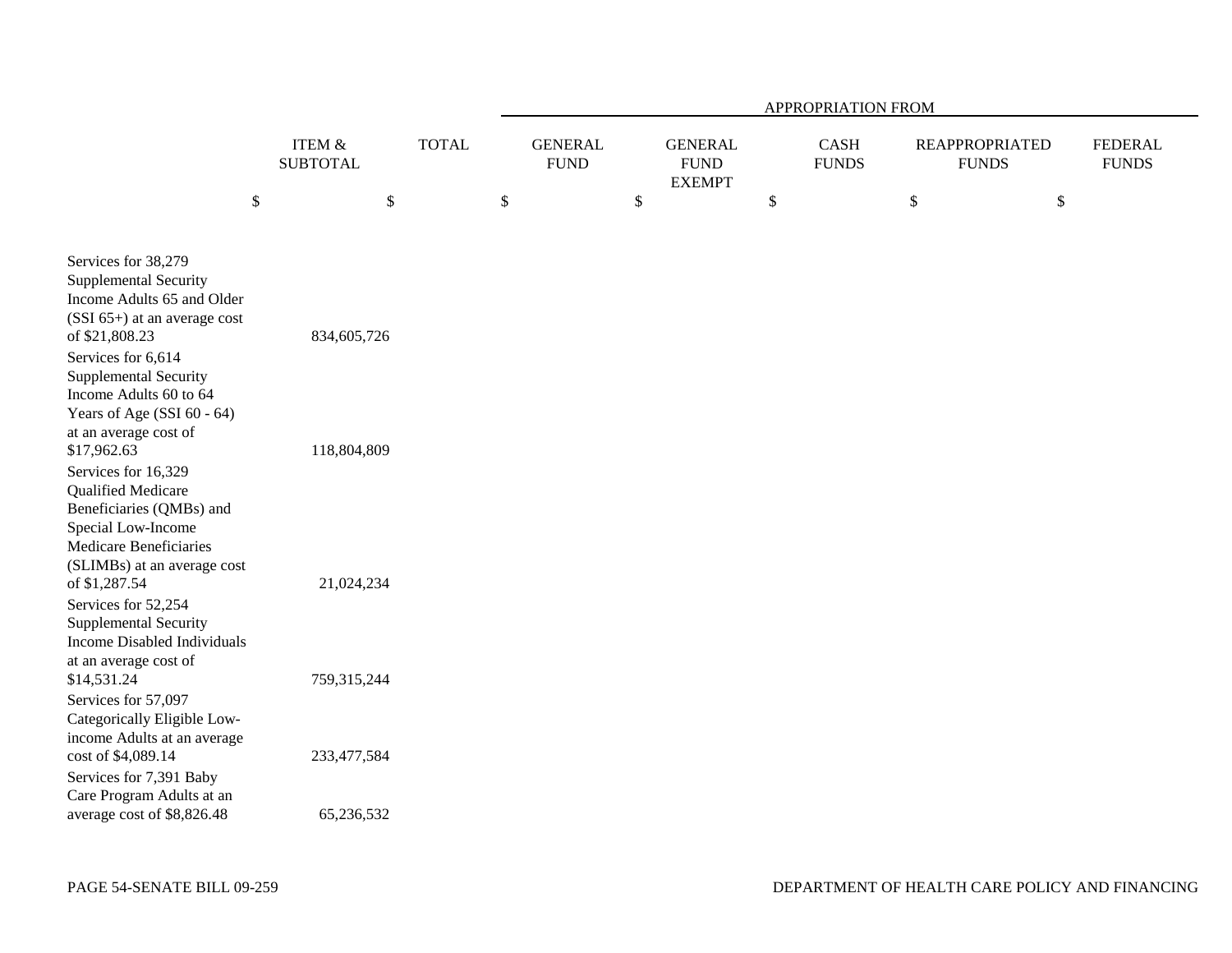| | ITEM & SUBTOTAL | TOTAL | APPROPRIATION FROM GENERAL FUND | GENERAL FUND EXEMPT | CASH FUNDS | REAPPROPRIATED FUNDS | FEDERAL FUNDS |
|---|---|---|---|---|---|---|---|
| | $ | $ | $ | $ | $ | $ | $ |
| Services for 38,279 Supplemental Security Income Adults 65 and Older (SSI 65+) at an average cost of $21,808.23 | 834,605,726 | | | | | | |
| Services for 6,614 Supplemental Security Income Adults 60 to 64 Years of Age (SSI 60 - 64) at an average cost of $17,962.63 | 118,804,809 | | | | | | |
| Services for 16,329 Qualified Medicare Beneficiaries (QMBs) and Special Low-Income Medicare Beneficiaries (SLIMBs) at an average cost of $1,287.54 | 21,024,234 | | | | | | |
| Services for 52,254 Supplemental Security Income Disabled Individuals at an average cost of $14,531.24 | 759,315,244 | | | | | | |
| Services for 57,097 Categorically Eligible Low-income Adults at an average cost of $4,089.14 | 233,477,584 | | | | | | |
| Services for 7,391 Baby Care Program Adults at an average cost of $8,826.48 | 65,236,532 | | | | | | |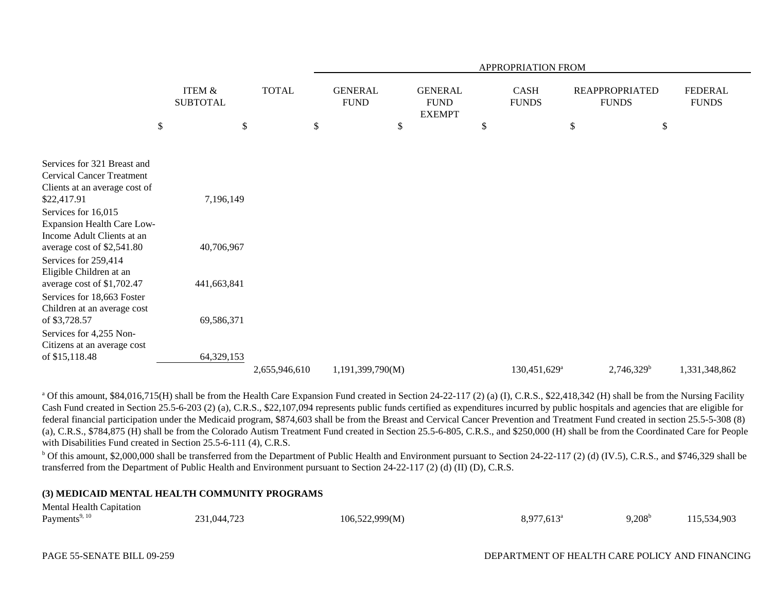| | ITEM & SUBTOTAL | TOTAL | APPROPRIATION FROM GENERAL FUND | GENERAL FUND EXEMPT | CASH FUNDS | REAPPROPRIATED FUNDS | FEDERAL FUNDS |
|---|---|---|---|---|---|---|---|
| | $ | $ | $ | $ | $ | $ | $ |
| Services for 321 Breast and Cervical Cancer Treatment Clients at an average cost of $22,417.91 | 7,196,149 | | | | | | |
| Services for 16,015 Expansion Health Care Low-Income Adult Clients at an average cost of $2,541.80 | 40,706,967 | | | | | | |
| Services for 259,414 Eligible Children at an average cost of $1,702.47 | 441,663,841 | | | | | | |
| Services for 18,663 Foster Children at an average cost of $3,728.57 | 69,586,371 | | | | | | |
| Services for 4,255 Non-Citizens at an average cost of $15,118.48 | 64,329,153 | | | | | | |
| | | 2,655,946,610 | 1,191,399,790(M) | | 130,451,629[a] | 2,746,329[b] | 1,331,348,862 |

[a] Of this amount, $84,016,715(H) shall be from the Health Care Expansion Fund created in Section 24-22-117 (2) (a) (I), C.R.S., $22,418,342 (H) shall be from the Nursing Facility Cash Fund created in Section 25.5-6-203 (2) (a), C.R.S., $22,107,094 represents public funds certified as expenditures incurred by public hospitals and agencies that are eligible for federal financial participation under the Medicaid program, $874,603 shall be from the Breast and Cervical Cancer Prevention and Treatment Fund created in section 25.5-5-308 (8) (a), C.R.S., $784,875 (H) shall be from the Colorado Autism Treatment Fund created in Section 25.5-6-805, C.R.S., and $250,000 (H) shall be from the Coordinated Care for People with Disabilities Fund created in Section 25.5-6-111 (4), C.R.S.

[b] Of this amount, $2,000,000 shall be transferred from the Department of Public Health and Environment pursuant to Section 24-22-117 (2) (d) (IV.5), C.R.S., and $746,329 shall be transferred from the Department of Public Health and Environment pursuant to Section 24-22-117 (2) (d) (II) (D), C.R.S.

**(3) MEDICAID MENTAL HEALTH COMMUNITY PROGRAMS**

| | ITEM & SUBTOTAL | TOTAL | GENERAL FUND | GENERAL FUND EXEMPT | CASH FUNDS | REAPPROPRIATED FUNDS | FEDERAL FUNDS |
|---|---|---|---|---|---|---|---|
| Mental Health Capitation Payments[9, 10] | 231,044,723 | | 106,522,999(M) | | 8,977,613[a] | 9,208[b] | 115,534,903 |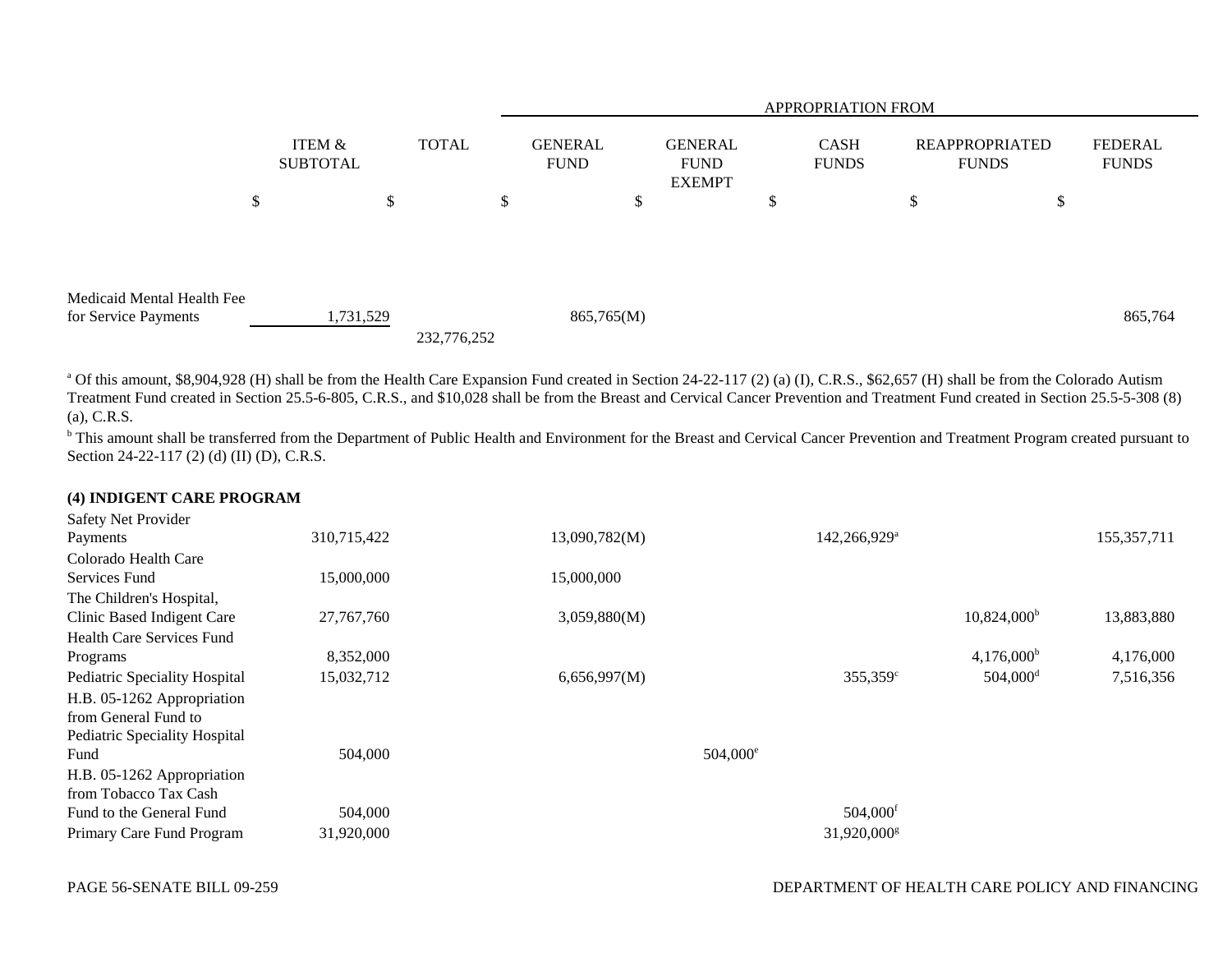| | ITEM & SUBTOTAL | TOTAL | GENERAL FUND | GENERAL FUND EXEMPT | CASH FUNDS | REAPPROPRIATED FUNDS | FEDERAL FUNDS |
|---|---|---|---|---|---|---|---|
| | | | APPROPRIATION FROM | | | | |
| | $ | $ | $ | $ | $ | $ | $ |
| Medicaid Mental Health Fee for Service Payments | 1,731,529 | | 865,765(M) | | | | 865,764 |
| | | 232,776,252 | | | | | |

[a] Of this amount, $8,904,928 (H) shall be from the Health Care Expansion Fund created in Section 24-22-117 (2) (a) (I), C.R.S., $62,657 (H) shall be from the Colorado Autism Treatment Fund created in Section 25.5-6-805, C.R.S., and $10,028 shall be from the Breast and Cervical Cancer Prevention and Treatment Fund created in Section 25.5-5-308 (8) (a), C.R.S.

[b] This amount shall be transferred from the Department of Public Health and Environment for the Breast and Cervical Cancer Prevention and Treatment Program created pursuant to Section 24-22-117 (2) (d) (II) (D), C.R.S.

**(4) INDIGENT CARE PROGRAM**

| | ITEM & SUBTOTAL | TOTAL | GENERAL FUND | GENERAL FUND EXEMPT | CASH FUNDS | REAPPROPRIATED FUNDS | FEDERAL FUNDS |
|---|---|---|---|---|---|---|---|
| Safety Net Provider Payments | 310,715,422 | | 13,090,782(M) | | 142,266,929[a] | | 155,357,711 |
| Colorado Health Care Services Fund | 15,000,000 | | 15,000,000 | | | | |
| The Children's Hospital, Clinic Based Indigent Care | 27,767,760 | | 3,059,880(M) | | | 10,824,000[b] | 13,883,880 |
| Health Care Services Fund Programs | 8,352,000 | | | | | 4,176,000[b] | 4,176,000 |
| Pediatric Speciality Hospital | 15,032,712 | | 6,656,997(M) | | 355,359[c] | 504,000[d] | 7,516,356 |
| H.B. 05-1262 Appropriation from General Fund to Pediatric Speciality Hospital Fund | 504,000 | | | 504,000[e] | | | |
| H.B. 05-1262 Appropriation from Tobacco Tax Cash Fund to the General Fund | 504,000 | | | | 504,000[f] | | |
| Primary Care Fund Program | 31,920,000 | | | | 31,920,000[g] | | |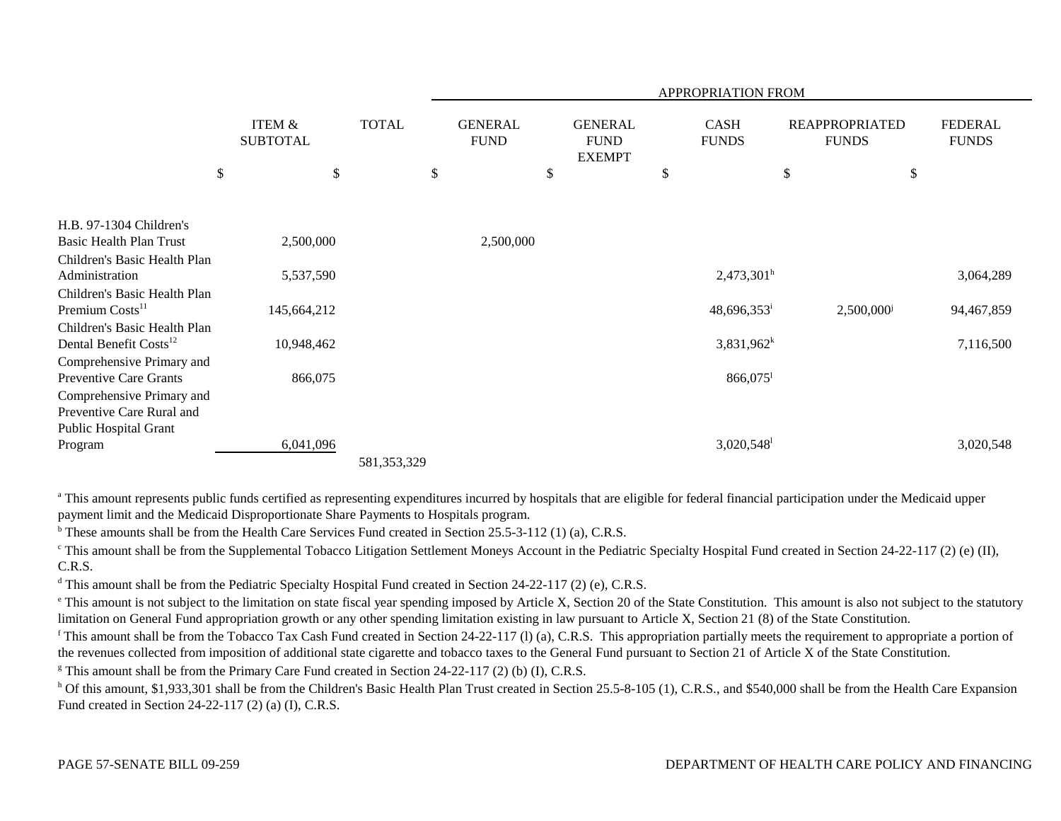| | ITEM & SUBTOTAL | TOTAL | APPROPRIATION FROM | | | | |
|---|---|---|---|---|---|---|---|
| | | | GENERAL FUND | GENERAL FUND EXEMPT | CASH FUNDS | REAPPROPRIATED FUNDS | FEDERAL FUNDS |
| | $ | $ | $ | $ | $ | $ | $ |
| H.B. 97-1304 Children's Basic Health Plan Trust | 2,500,000 | | 2,500,000 | | | | |
| Children's Basic Health Plan Administration | 5,537,590 | | | | 2,473,301[h] | | 3,064,289 |
| Children's Basic Health Plan Premium Costs[11] | 145,664,212 | | | | 48,696,353[i] | 2,500,000[j] | 94,467,859 |
| Children's Basic Health Plan Dental Benefit Costs[12] | 10,948,462 | | | | 3,831,962[k] | | 7,116,500 |
| Comprehensive Primary and Preventive Care Grants | 866,075 | | | | 866,075[l] | | |
| Comprehensive Primary and Preventive Care Rural and Public Hospital Grant Program | 6,041,096 | | | | 3,020,548[l] | | 3,020,548 |
| | | 581,353,329 | | | | | |

[a] This amount represents public funds certified as representing expenditures incurred by hospitals that are eligible for federal financial participation under the Medicaid upper payment limit and the Medicaid Disproportionate Share Payments to Hospitals program.

[b] These amounts shall be from the Health Care Services Fund created in Section 25.5-3-112 (1) (a), C.R.S.

[c] This amount shall be from the Supplemental Tobacco Litigation Settlement Moneys Account in the Pediatric Specialty Hospital Fund created in Section 24-22-117 (2) (e) (II), C.R.S.

[d] This amount shall be from the Pediatric Specialty Hospital Fund created in Section 24-22-117 (2) (e), C.R.S.

[e] This amount is not subject to the limitation on state fiscal year spending imposed by Article X, Section 20 of the State Constitution. This amount is also not subject to the statutory limitation on General Fund appropriation growth or any other spending limitation existing in law pursuant to Article X, Section 21 (8) of the State Constitution.

[f] This amount shall be from the Tobacco Tax Cash Fund created in Section 24-22-117 (l) (a), C.R.S. This appropriation partially meets the requirement to appropriate a portion of the revenues collected from imposition of additional state cigarette and tobacco taxes to the General Fund pursuant to Section 21 of Article X of the State Constitution.

[g] This amount shall be from the Primary Care Fund created in Section 24-22-117 (2) (b) (I), C.R.S.

[h] Of this amount, $1,933,301 shall be from the Children's Basic Health Plan Trust created in Section 25.5-8-105 (1), C.R.S., and $540,000 shall be from the Health Care Expansion Fund created in Section 24-22-117 (2) (a) (I), C.R.S.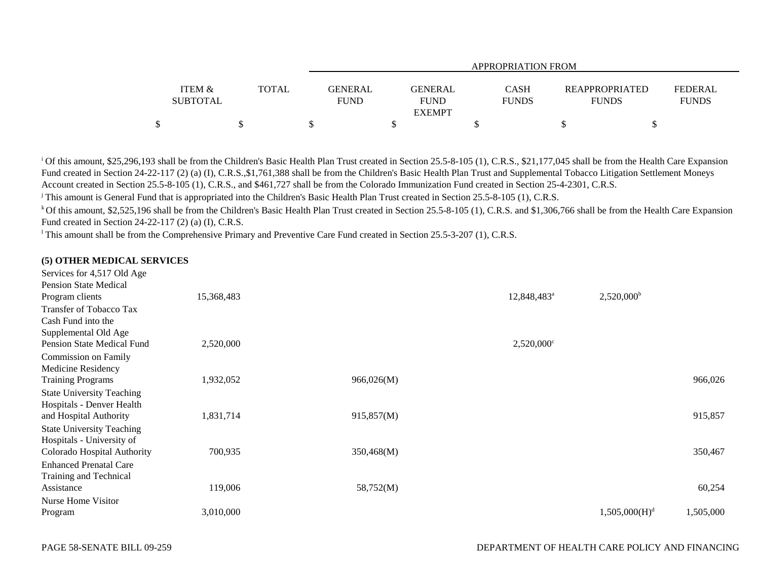| | ITEM & SUBTOTAL | TOTAL | GENERAL FUND | GENERAL FUND EXEMPT | CASH FUNDS | REAPPROPRIATED FUNDS | FEDERAL FUNDS |
|---|---|---|---|---|---|---|---|
| | | | APPROPRIATION FROM | | | | |
| | $ | $ | $ | $ | $ | $ | $ |

[i] Of this amount, $25,296,193 shall be from the Children's Basic Health Plan Trust created in Section 25.5-8-105 (1), C.R.S., $21,177,045 shall be from the Health Care Expansion Fund created in Section 24-22-117 (2) (a) (I), C.R.S.,$1,761,388 shall be from the Children's Basic Health Plan Trust and Supplemental Tobacco Litigation Settlement Moneys Account created in Section 25.5-8-105 (1), C.R.S., and $461,727 shall be from the Colorado Immunization Fund created in Section 25-4-2301, C.R.S.

[j] This amount is General Fund that is appropriated into the Children's Basic Health Plan Trust created in Section 25.5-8-105 (1), C.R.S.

[k] Of this amount, $2,525,196 shall be from the Children's Basic Health Plan Trust created in Section 25.5-8-105 (1), C.R.S. and $1,306,766 shall be from the Health Care Expansion Fund created in Section 24-22-117 (2) (a) (I), C.R.S.

[l] This amount shall be from the Comprehensive Primary and Preventive Care Fund created in Section 25.5-3-207 (1), C.R.S.

**(5) OTHER MEDICAL SERVICES**

| | ITEM & SUBTOTAL | TOTAL | GENERAL FUND | GENERAL FUND EXEMPT | CASH FUNDS | REAPPROPRIATED FUNDS | FEDERAL FUNDS |
|---|---|---|---|---|---|---|---|
| Services for 4,517 Old Age Pension State Medical Program clients | 15,368,483 | | | | 12,848,483[a] | 2,520,000[b] | |
| Transfer of Tobacco Tax Cash Fund into the Supplemental Old Age Pension State Medical Fund | 2,520,000 | | | | 2,520,000[c] | | |
| Commission on Family Medicine Residency Training Programs | 1,932,052 | | 966,026(M) | | | | 966,026 |
| State University Teaching Hospitals - Denver Health and Hospital Authority | 1,831,714 | | 915,857(M) | | | | 915,857 |
| State University Teaching Hospitals - University of Colorado Hospital Authority | 700,935 | | 350,468(M) | | | | 350,467 |
| Enhanced Prenatal Care Training and Technical Assistance | 119,006 | | 58,752(M) | | | | 60,254 |
| Nurse Home Visitor Program | 3,010,000 | | | | | 1,505,000(H)[d] | 1,505,000 |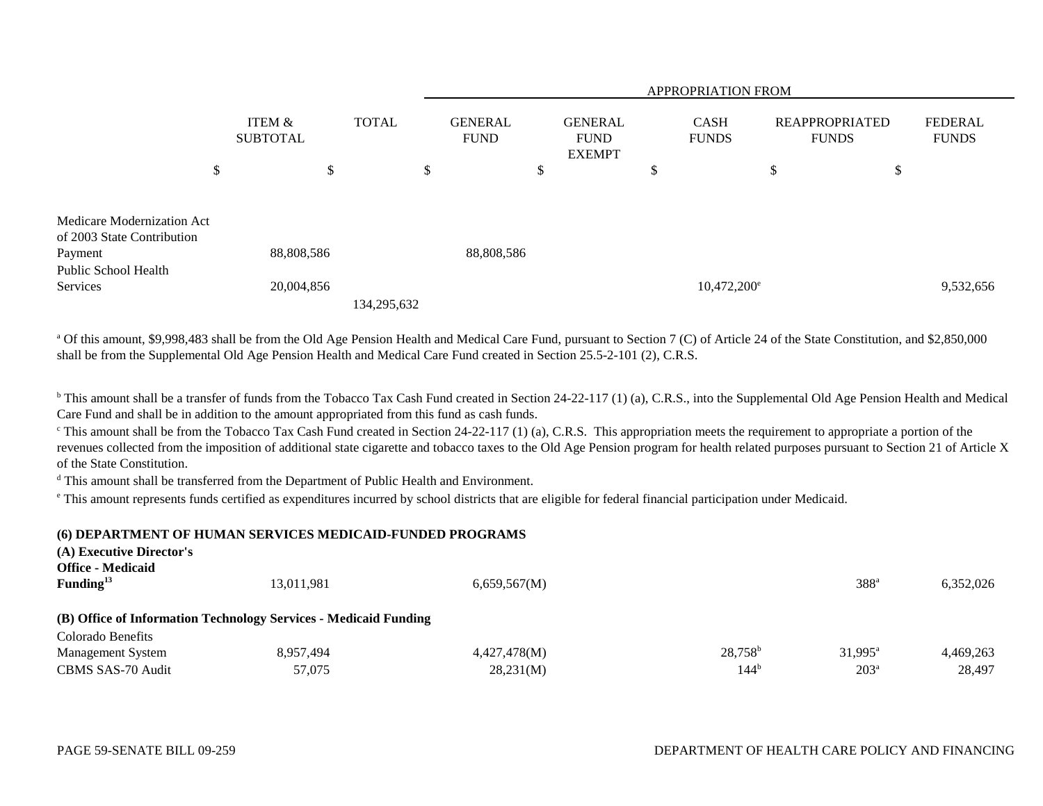| | ITEM & SUBTOTAL | TOTAL | APPROPRIATION FROM | | | | |
|---|---|---|---|---|---|---|---|
| | | | GENERAL FUND | GENERAL FUND EXEMPT | CASH FUNDS | REAPPROPRIATED FUNDS | FEDERAL FUNDS |
| | $ | $ | $ | $ | $ | $ | $ |
| Medicare Modernization Act of 2003 State Contribution Payment | 88,808,586 | | 88,808,586 | | | | |
| Public School Health Services | 20,004,856 | | | | 10,472,200[e] | | 9,532,656 |
| | | 134,295,632 | | | | | |

[a] Of this amount, $9,998,483 shall be from the Old Age Pension Health and Medical Care Fund, pursuant to Section 7 (C) of Article 24 of the State Constitution, and $2,850,000 shall be from the Supplemental Old Age Pension Health and Medical Care Fund created in Section 25.5-2-101 (2), C.R.S.

[b] This amount shall be a transfer of funds from the Tobacco Tax Cash Fund created in Section 24-22-117 (1) (a), C.R.S., into the Supplemental Old Age Pension Health and Medical Care Fund and shall be in addition to the amount appropriated from this fund as cash funds.

[c] This amount shall be from the Tobacco Tax Cash Fund created in Section 24-22-117 (1) (a), C.R.S. This appropriation meets the requirement to appropriate a portion of the revenues collected from the imposition of additional state cigarette and tobacco taxes to the Old Age Pension program for health related purposes pursuant to Section 21 of Article X of the State Constitution.

[d] This amount shall be transferred from the Department of Public Health and Environment.

[e] This amount represents funds certified as expenditures incurred by school districts that are eligible for federal financial participation under Medicaid.

**(6) DEPARTMENT OF HUMAN SERVICES MEDICAID-FUNDED PROGRAMS**

| | ITEM & SUBTOTAL | TOTAL | GENERAL FUND | GENERAL FUND EXEMPT | CASH FUNDS | REAPPROPRIATED FUNDS | FEDERAL FUNDS |
|---|---|---|---|---|---|---|---|
| **(A) Executive Director's Office - Medicaid Funding**[13] | 13,011,981 | | 6,659,567(M) | | | 388[a] | 6,352,026 |
| **(B) Office of Information Technology Services - Medicaid Funding** | | | | | | | |
| Colorado Benefits Management System | 8,957,494 | | 4,427,478(M) | | 28,758[b] | 31,995[a] | 4,469,263 |
| CBMS SAS-70 Audit | 57,075 | | 28,231(M) | | 144[b] | 203[a] | 28,497 |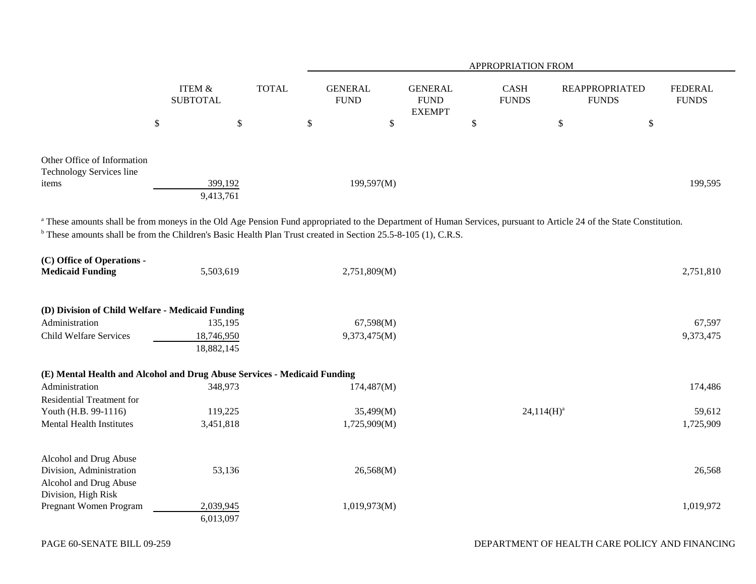| | ITEM & SUBTOTAL | TOTAL | APPROPRIATION FROM GENERAL FUND | GENERAL FUND EXEMPT | CASH FUNDS | REAPPROPRIATED FUNDS | FEDERAL FUNDS |
|---|---|---|---|---|---|---|---|
| | $ | $ | $ | $ | $ | $ | $ |
| Other Office of Information Technology Services line items | 399,192 | | 199,597(M) | | | | 199,595 |
| | 9,413,761 | | | | | | |

[a] These amounts shall be from moneys in the Old Age Pension Fund appropriated to the Department of Human Services, pursuant to Article 24 of the State Constitution.
[b] These amounts shall be from the Children's Basic Health Plan Trust created in Section 25.5-8-105 (1), C.R.S.

| | ITEM & SUBTOTAL | TOTAL | GENERAL FUND | GENERAL FUND EXEMPT | CASH FUNDS | REAPPROPRIATED FUNDS | FEDERAL FUNDS |
|---|---|---|---|---|---|---|---|
| **(C) Office of Operations - Medicaid Funding** | 5,503,619 | | 2,751,809(M) | | | | 2,751,810 |
| **(D) Division of Child Welfare - Medicaid Funding** | | | | | | | |
| Administration | 135,195 | | 67,598(M) | | | | 67,597 |
| Child Welfare Services | 18,746,950 | | 9,373,475(M) | | | | 9,373,475 |
| | 18,882,145 | | | | | | |
| **(E) Mental Health and Alcohol and Drug Abuse Services - Medicaid Funding** | | | | | | | |
| Administration | 348,973 | | 174,487(M) | | | | 174,486 |
| Residential Treatment for Youth (H.B. 99-1116) | 119,225 | | 35,499(M) | | 24,114(H)[a] | | 59,612 |
| Mental Health Institutes | 3,451,818 | | 1,725,909(M) | | | | 1,725,909 |
| Alcohol and Drug Abuse Division, Administration | 53,136 | | 26,568(M) | | | | 26,568 |
| Alcohol and Drug Abuse Division, High Risk Pregnant Women Program | 2,039,945 | | 1,019,973(M) | | | | 1,019,972 |
| | 6,013,097 | | | | | | |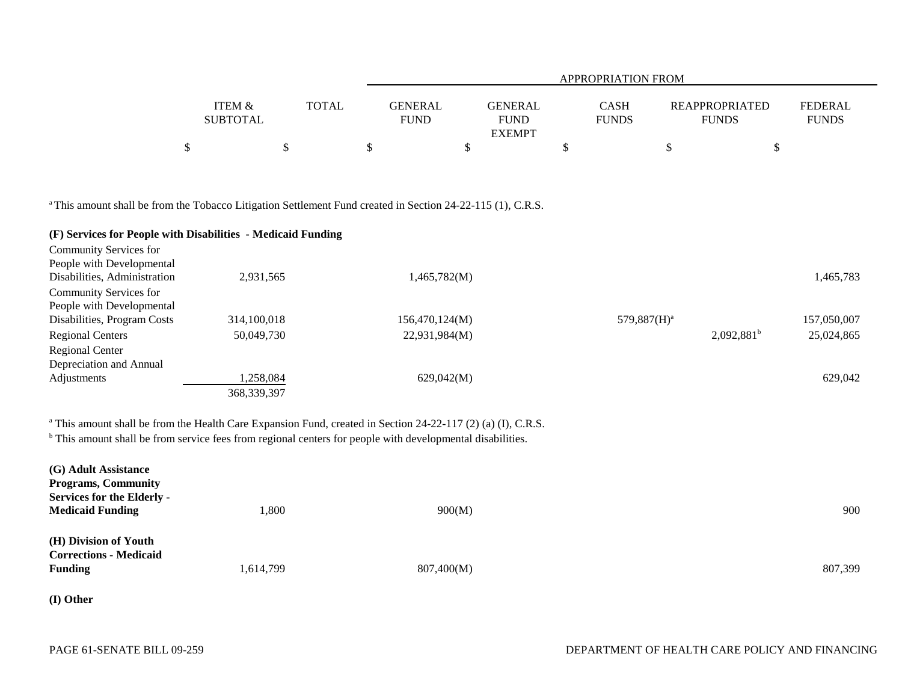| | ITEM & SUBTOTAL | TOTAL | GENERAL FUND | GENERAL FUND EXEMPT | CASH FUNDS | REAPPROPRIATED FUNDS | FEDERAL FUNDS |
|---|---|---|---|---|---|---|---|
| | | | APPROPRIATION FROM | | | | |
| | $ | $ | $ | $ | $ | $ | $ |

[a] This amount shall be from the Tobacco Litigation Settlement Fund created in Section 24-22-115 (1), C.R.S.

| | ITEM & SUBTOTAL | TOTAL | GENERAL FUND | GENERAL FUND EXEMPT | CASH FUNDS | REAPPROPRIATED FUNDS | FEDERAL FUNDS |
|---|---|---|---|---|---|---|---|
| **(F) Services for People with Disabilities - Medicaid Funding** | | | | | | | |
| Community Services for People with Developmental Disabilities, Administration | 2,931,565 | | 1,465,782(M) | | | | 1,465,783 |
| Community Services for People with Developmental Disabilities, Program Costs | 314,100,018 | | 156,470,124(M) | | 579,887(H)[a] | | 157,050,007 |
| Regional Centers | 50,049,730 | | 22,931,984(M) | | | 2,092,881[b] | 25,024,865 |
| Regional Center Depreciation and Annual Adjustments | 1,258,084 | | 629,042(M) | | | | 629,042 |
| | 368,339,397 | | | | | | |

[a] This amount shall be from the Health Care Expansion Fund, created in Section 24-22-117 (2) (a) (I), C.R.S.
[b] This amount shall be from service fees from regional centers for people with developmental disabilities.

| | ITEM & SUBTOTAL | TOTAL | GENERAL FUND | GENERAL FUND EXEMPT | CASH FUNDS | REAPPROPRIATED FUNDS | FEDERAL FUNDS |
|---|---|---|---|---|---|---|---|
| **(G) Adult Assistance Programs, Community Services for the Elderly - Medicaid Funding** | 1,800 | | 900(M) | | | | 900 |
| **(H) Division of Youth Corrections - Medicaid Funding** | 1,614,799 | | 807,400(M) | | | | 807,399 |

**(I) Other**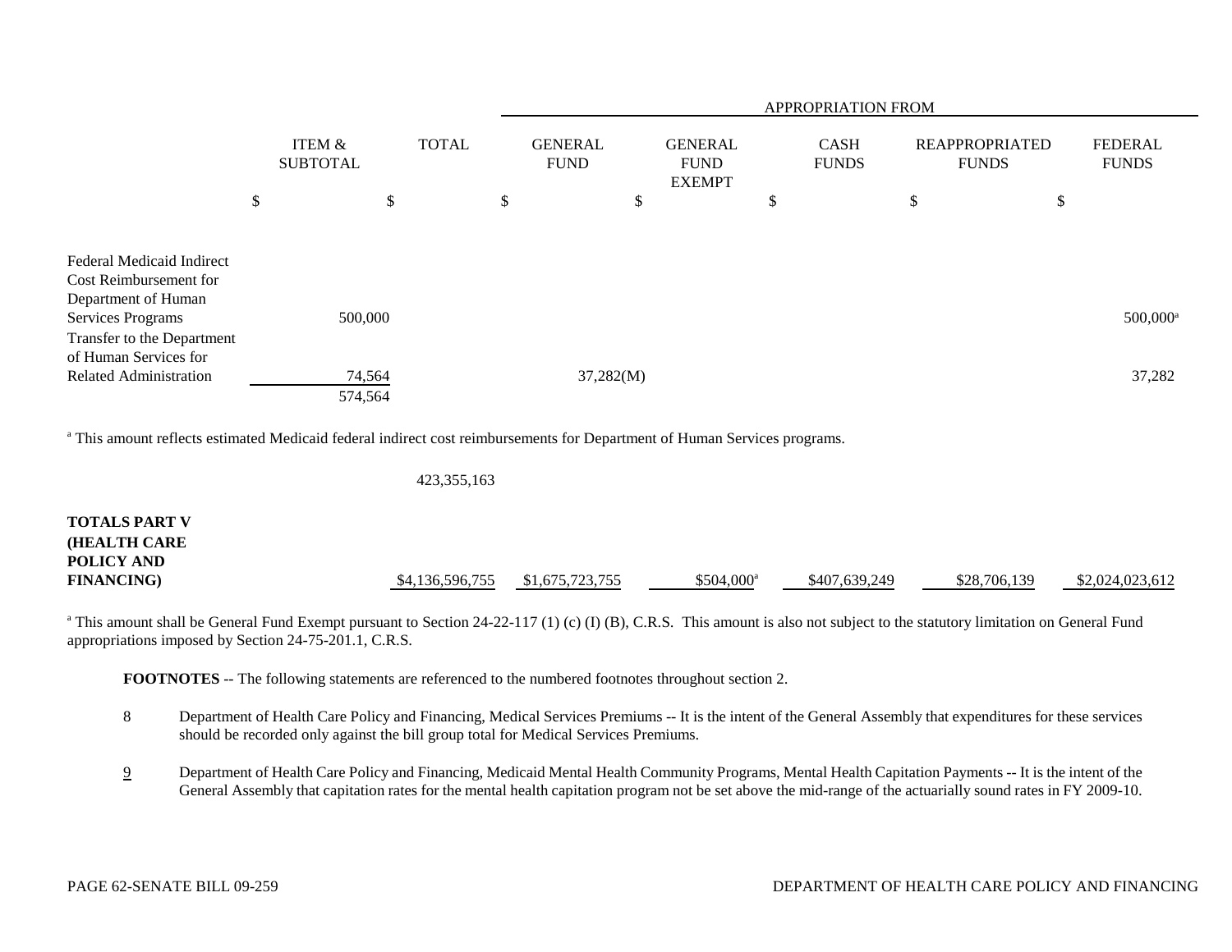| | ITEM & SUBTOTAL | TOTAL | APPROPRIATION FROM | | | | |
|---|---|---|---|---|---|---|---|
| | | | GENERAL FUND | GENERAL FUND EXEMPT | CASH FUNDS | REAPPROPRIATED FUNDS | FEDERAL FUNDS |
| | $ | $ | $ | $ | $ | $ | $ |
| Federal Medicaid Indirect Cost Reimbursement for Department of Human Services Programs | 500,000 | | | | | | 500,000[a] |
| Transfer to the Department of Human Services for Related Administration | 74,564 | | 37,282(M) | | | | 37,282 |
| | 574,564 | | | | | | |

[a] This amount reflects estimated Medicaid federal indirect cost reimbursements for Department of Human Services programs.

| | ITEM & SUBTOTAL | TOTAL | GENERAL FUND | GENERAL FUND EXEMPT | CASH FUNDS | REAPPROPRIATED FUNDS | FEDERAL FUNDS |
|---|---|---|---|---|---|---|---|
| | | 423,355,163 | | | | | |
| **TOTALS PART V (HEALTH CARE POLICY AND FINANCING)** | | $4,136,596,755 | $1,675,723,755 | $504,000[a] | $407,639,249 | $28,706,139 | $2,024,023,612 |

[a] This amount shall be General Fund Exempt pursuant to Section 24-22-117 (1) (c) (I) (B), C.R.S. This amount is also not subject to the statutory limitation on General Fund appropriations imposed by Section 24-75-201.1, C.R.S.

**FOOTNOTES** -- The following statements are referenced to the numbered footnotes throughout section 2.

8 Department of Health Care Policy and Financing, Medical Services Premiums -- It is the intent of the General Assembly that expenditures for these services should be recorded only against the bill group total for Medical Services Premiums.

9 Department of Health Care Policy and Financing, Medicaid Mental Health Community Programs, Mental Health Capitation Payments -- It is the intent of the General Assembly that capitation rates for the mental health capitation program not be set above the mid-range of the actuarially sound rates in FY 2009-10.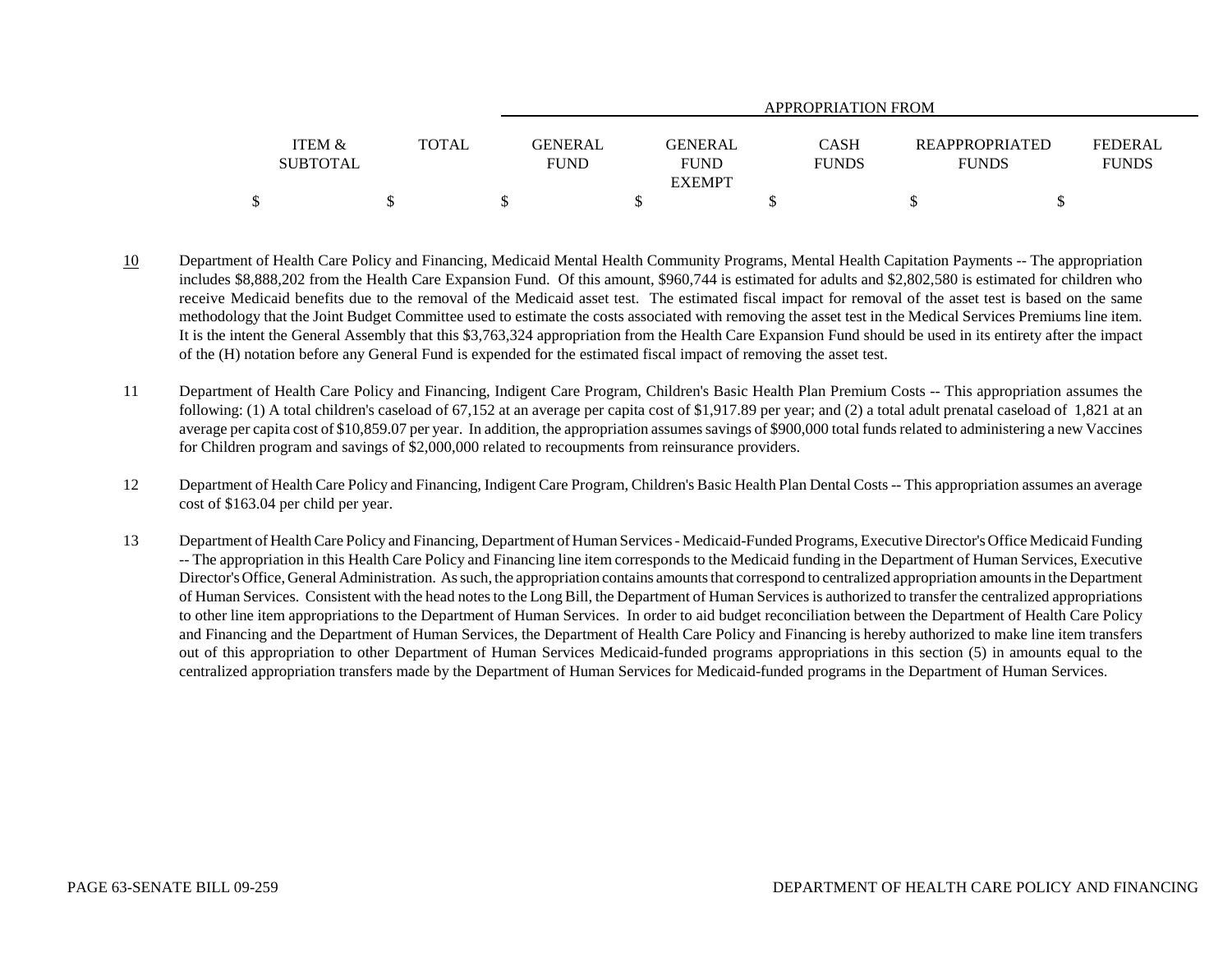| | | | APPROPRIATION FROM | | | | |
|---|---|---|---|---|---|---|---|
| ITEM & SUBTOTAL | TOTAL | GENERAL FUND | GENERAL FUND EXEMPT | CASH FUNDS | REAPPROPRIATED FUNDS | FEDERAL FUNDS |
| $ | $ | $ | $ | $ | $ | $ |

10 Department of Health Care Policy and Financing, Medicaid Mental Health Community Programs, Mental Health Capitation Payments -- The appropriation includes $8,888,202 from the Health Care Expansion Fund. Of this amount, $960,744 is estimated for adults and $2,802,580 is estimated for children who receive Medicaid benefits due to the removal of the Medicaid asset test. The estimated fiscal impact for removal of the asset test is based on the same methodology that the Joint Budget Committee used to estimate the costs associated with removing the asset test in the Medical Services Premiums line item. It is the intent the General Assembly that this $3,763,324 appropriation from the Health Care Expansion Fund should be used in its entirety after the impact of the (H) notation before any General Fund is expended for the estimated fiscal impact of removing the asset test.

11 Department of Health Care Policy and Financing, Indigent Care Program, Children's Basic Health Plan Premium Costs -- This appropriation assumes the following: (1) A total children's caseload of 67,152 at an average per capita cost of $1,917.89 per year; and (2) a total adult prenatal caseload of 1,821 at an average per capita cost of $10,859.07 per year. In addition, the appropriation assumes savings of $900,000 total funds related to administering a new Vaccines for Children program and savings of $2,000,000 related to recoupments from reinsurance providers.

12 Department of Health Care Policy and Financing, Indigent Care Program, Children's Basic Health Plan Dental Costs -- This appropriation assumes an average cost of $163.04 per child per year.

13 Department of Health Care Policy and Financing, Department of Human Services - Medicaid-Funded Programs, Executive Director's Office Medicaid Funding -- The appropriation in this Health Care Policy and Financing line item corresponds to the Medicaid funding in the Department of Human Services, Executive Director's Office, General Administration. As such, the appropriation contains amounts that correspond to centralized appropriation amounts in the Department of Human Services. Consistent with the head notes to the Long Bill, the Department of Human Services is authorized to transfer the centralized appropriations to other line item appropriations to the Department of Human Services. In order to aid budget reconciliation between the Department of Health Care Policy and Financing and the Department of Human Services, the Department of Health Care Policy and Financing is hereby authorized to make line item transfers out of this appropriation to other Department of Human Services Medicaid-funded programs appropriations in this section (5) in amounts equal to the centralized appropriation transfers made by the Department of Human Services for Medicaid-funded programs in the Department of Human Services.